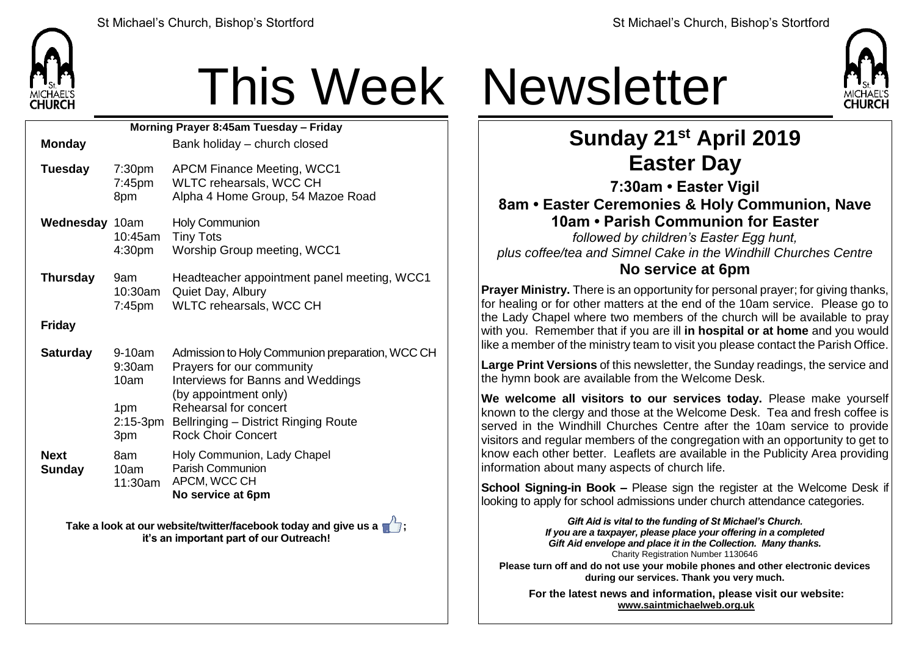# This Week Newsletter

**Morning Prayer 8:45am Tuesday – Friday**

| Day | Time | Event |
|---|---|---|
| **Monday** | | Bank holiday – church closed |
| **Tuesday** | 7:30pm | APCM Finance Meeting, WCC1 |
| | 7:45pm | WLTC rehearsals, WCC CH |
| | 8pm | Alpha 4 Home Group, 54 Mazoe Road |
| **Wednesday** | 10am | Holy Communion |
| | 10:45am | Tiny Tots |
| | 4:30pm | Worship Group meeting, WCC1 |
| **Thursday** | 9am | Headteacher appointment panel meeting, WCC1 |
| | 10:30am | Quiet Day, Albury |
| | 7:45pm | WLTC rehearsals, WCC CH |
| **Friday** | | |
| **Saturday** | 9-10am | Admission to Holy Communion preparation, WCC CH |
| | 9:30am | Prayers for our community |
| | 10am | Interviews for Banns and Weddings (by appointment only) |
| | 1pm | Rehearsal for concert |
| | 2:15-3pm | Bellringing – District Ringing Route |
| | 3pm | Rock Choir Concert |
| **Next Sunday** | 8am | Holy Communion, Lady Chapel |
| | 10am | Parish Communion |
| | 11:30am | APCM, WCC CH |
| | | **No service at 6pm** |

**Take a look at our website/twitter/facebook today and give us a 👍; it's an important part of our Outreach!**

## Sunday 21st April 2019
## Easter Day

**7:30am • Easter Vigil**

**8am • Easter Ceremonies & Holy Communion, Nave**

**10am • Parish Communion for Easter**

*followed by children's Easter Egg hunt,*
*plus coffee/tea and Simnel Cake in the Windhill Churches Centre*

**No service at 6pm**

**Prayer Ministry.** There is an opportunity for personal prayer; for giving thanks, for healing or for other matters at the end of the 10am service. Please go to the Lady Chapel where two members of the church will be available to pray with you. Remember that if you are ill **in hospital or at home** and you would like a member of the ministry team to visit you please contact the Parish Office.

**Large Print Versions** of this newsletter, the Sunday readings, the service and the hymn book are available from the Welcome Desk.

**We welcome all visitors to our services today.** Please make yourself known to the clergy and those at the Welcome Desk. Tea and fresh coffee is served in the Windhill Churches Centre after the 10am service to provide visitors and regular members of the congregation with an opportunity to get to know each other better. Leaflets are available in the Publicity Area providing information about many aspects of church life.

**School Signing-in Book –** Please sign the register at the Welcome Desk if looking to apply for school admissions under church attendance categories.

***Gift Aid is vital to the funding of St Michael's Church.***
***If you are a taxpayer, please place your offering in a completed Gift Aid envelope and place it in the Collection. Many thanks.***
Charity Registration Number 1130646

**Please turn off and do not use your mobile phones and other electronic devices during our services. Thank you very much.**

**For the latest news and information, please visit our website:**
**www.saintmichaelweb.org.uk**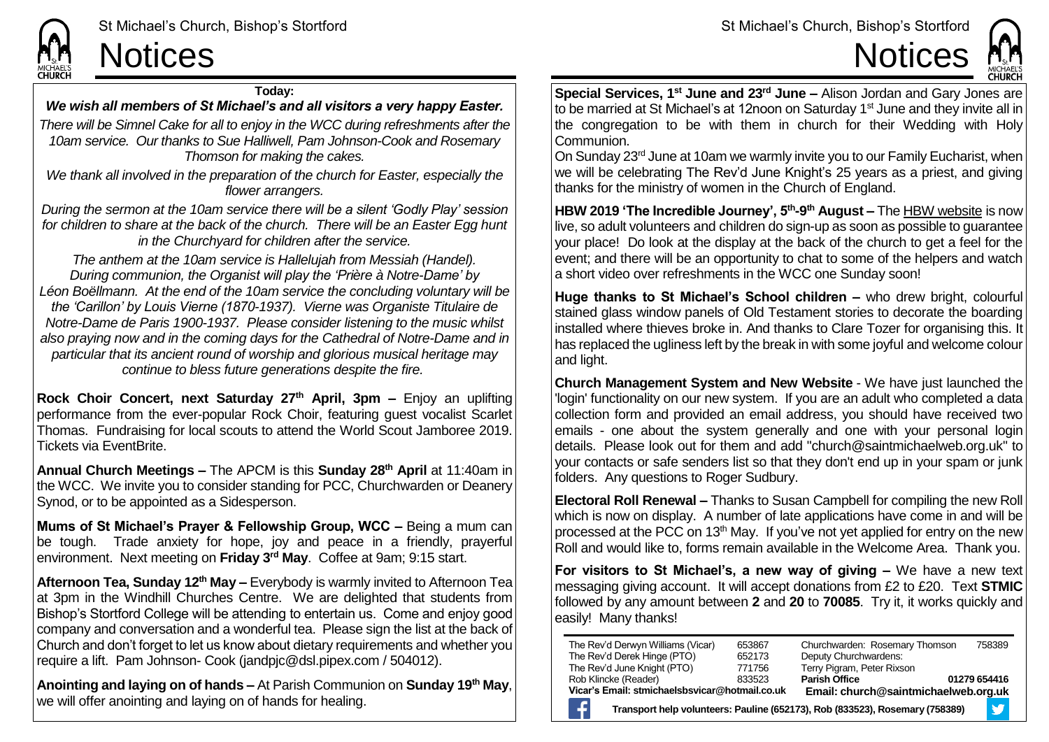# Notices

**Today:**

***We wish all members of St Michael's and all visitors a very happy Easter.***

*There will be Simnel Cake for all to enjoy in the WCC during refreshments after the 10am service. Our thanks to Sue Halliwell, Pam Johnson-Cook and Rosemary Thomson for making the cakes.*

*We thank all involved in the preparation of the church for Easter, especially the flower arrangers.*

*During the sermon at the 10am service there will be a silent 'Godly Play' session for children to share at the back of the church. There will be an Easter Egg hunt in the Churchyard for children after the service.*

*The anthem at the 10am service is Hallelujah from Messiah (Handel). During communion, the Organist will play the 'Prière à Notre-Dame' by Léon Boëllmann. At the end of the 10am service the concluding voluntary will be the 'Carillon' by Louis Vierne (1870-1937). Vierne was Organiste Titulaire de Notre-Dame de Paris 1900-1937. Please consider listening to the music whilst also praying now and in the coming days for the Cathedral of Notre-Dame and in particular that its ancient round of worship and glorious musical heritage may continue to bless future generations despite the fire.*

**Rock Choir Concert, next Saturday 27th April, 3pm –** Enjoy an uplifting performance from the ever-popular Rock Choir, featuring guest vocalist Scarlet Thomas. Fundraising for local scouts to attend the World Scout Jamboree 2019. Tickets via EventBrite.

**Annual Church Meetings –** The APCM is this **Sunday 28th April** at 11:40am in the WCC. We invite you to consider standing for PCC, Churchwarden or Deanery Synod, or to be appointed as a Sidesperson.

**Mums of St Michael's Prayer & Fellowship Group, WCC –** Being a mum can be tough. Trade anxiety for hope, joy and peace in a friendly, prayerful environment. Next meeting on **Friday 3rd May**. Coffee at 9am; 9:15 start.

**Afternoon Tea, Sunday 12th May –** Everybody is warmly invited to Afternoon Tea at 3pm in the Windhill Churches Centre. We are delighted that students from Bishop's Stortford College will be attending to entertain us. Come and enjoy good company and conversation and a wonderful tea. Please sign the list at the back of Church and don't forget to let us know about dietary requirements and whether you require a lift. Pam Johnson- Cook (jandpjc@dsl.pipex.com / 504012).

**Anointing and laying on of hands –** At Parish Communion on **Sunday 19th May**, we will offer anointing and laying on of hands for healing.

**Special Services, 1st June and 23rd June –** Alison Jordan and Gary Jones are to be married at St Michael's at 12noon on Saturday 1st June and they invite all in the congregation to be with them in church for their Wedding with Holy Communion.

On Sunday 23rd June at 10am we warmly invite you to our Family Eucharist, when we will be celebrating The Rev'd June Knight's 25 years as a priest, and giving thanks for the ministry of women in the Church of England.

**HBW 2019 'The Incredible Journey', 5th-9th August –** The HBW website is now live, so adult volunteers and children do sign-up as soon as possible to guarantee your place! Do look at the display at the back of the church to get a feel for the event; and there will be an opportunity to chat to some of the helpers and watch a short video over refreshments in the WCC one Sunday soon!

**Huge thanks to St Michael's School children –** who drew bright, colourful stained glass window panels of Old Testament stories to decorate the boarding installed where thieves broke in. And thanks to Clare Tozer for organising this. It has replaced the ugliness left by the break in with some joyful and welcome colour and light.

**Church Management System and New Website** - We have just launched the 'login' functionality on our new system. If you are an adult who completed a data collection form and provided an email address, you should have received two emails - one about the system generally and one with your personal login details. Please look out for them and add "church@saintmichaelweb.org.uk" to your contacts or safe senders list so that they don't end up in your spam or junk folders. Any questions to Roger Sudbury.

**Electoral Roll Renewal –** Thanks to Susan Campbell for compiling the new Roll which is now on display. A number of late applications have come in and will be processed at the PCC on 13th May. If you've not yet applied for entry on the new Roll and would like to, forms remain available in the Welcome Area. Thank you.

**For visitors to St Michael's, a new way of giving –** We have a new text messaging giving account. It will accept donations from £2 to £20. Text **STMIC** followed by any amount between **2** and **20** to **70085**. Try it, it works quickly and easily! Many thanks!

| | | | |
|---|---|---|---|
| The Rev'd Derwyn Williams (Vicar) | 653867 | Churchwarden: Rosemary Thomson | 758389 |
| The Rev'd Derek Hinge (PTO) | 652173 | Deputy Churchwardens: | |
| The Rev'd June Knight (PTO) | 771756 | Terry Pigram, Peter Rixson | |
| Rob Klincke (Reader) | 833523 | **Parish Office** | **01279 654416** |
| **Vicar's Email: stmichaelsbsvicar@hotmail.co.uk** | | **Email: church@saintmichaelweb.org.uk** | |

**Transport help volunteers: Pauline (652173), Rob (833523), Rosemary (758389)**